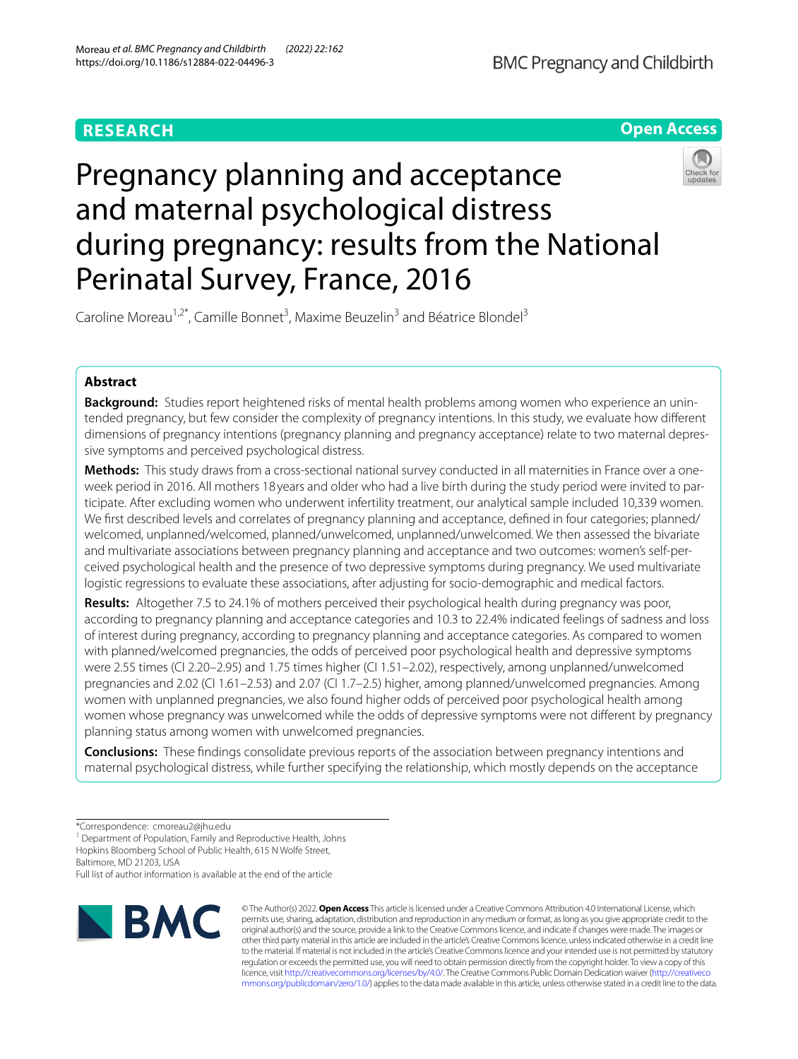RESEARCH

Open Access

# Pregnancy planning and acceptance and maternal psychological distress during pregnancy: results from the National Perinatal Survey, France, 2016

Caroline Moreau[1,2*], Camille Bonnet[3], Maxime Beuzelin[3] and Béatrice Blondel[3]

## Abstract

**Background:** Studies report heightened risks of mental health problems among women who experience an unintended pregnancy, but few consider the complexity of pregnancy intentions. In this study, we evaluate how different dimensions of pregnancy intentions (pregnancy planning and pregnancy acceptance) relate to two maternal depressive symptoms and perceived psychological distress.

**Methods:** This study draws from a cross-sectional national survey conducted in all maternities in France over a one-week period in 2016. All mothers 18 years and older who had a live birth during the study period were invited to participate. After excluding women who underwent infertility treatment, our analytical sample included 10,339 women. We first described levels and correlates of pregnancy planning and acceptance, defined in four categories; planned/welcomed, unplanned/welcomed, planned/unwelcomed, unplanned/unwelcomed. We then assessed the bivariate and multivariate associations between pregnancy planning and acceptance and two outcomes: women's self-perceived psychological health and the presence of two depressive symptoms during pregnancy. We used multivariate logistic regressions to evaluate these associations, after adjusting for socio-demographic and medical factors.

**Results:** Altogether 7.5 to 24.1% of mothers perceived their psychological health during pregnancy was poor, according to pregnancy planning and acceptance categories and 10.3 to 22.4% indicated feelings of sadness and loss of interest during pregnancy, according to pregnancy planning and acceptance categories. As compared to women with planned/welcomed pregnancies, the odds of perceived poor psychological health and depressive symptoms were 2.55 times (CI 2.20–2.95) and 1.75 times higher (CI 1.51–2.02), respectively, among unplanned/unwelcomed pregnancies and 2.02 (CI 1.61–2.53) and 2.07 (CI 1.7–2.5) higher, among planned/unwelcomed pregnancies. Among women with unplanned pregnancies, we also found higher odds of perceived poor psychological health among women whose pregnancy was unwelcomed while the odds of depressive symptoms were not different by pregnancy planning status among women with unwelcomed pregnancies.

**Conclusions:** These findings consolidate previous reports of the association between pregnancy intentions and maternal psychological distress, while further specifying the relationship, which mostly depends on the acceptance

*Correspondence: cmoreau2@jhu.edu

[1] Department of Population, Family and Reproductive Health, Johns Hopkins Bloomberg School of Public Health, 615 N Wolfe Street, Baltimore, MD 21203, USA

Full list of author information is available at the end of the article

© The Author(s) 2022. **Open Access** This article is licensed under a Creative Commons Attribution 4.0 International License, which permits use, sharing, adaptation, distribution and reproduction in any medium or format, as long as you give appropriate credit to the original author(s) and the source, provide a link to the Creative Commons licence, and indicate if changes were made. The images or other third party material in this article are included in the article's Creative Commons licence, unless indicated otherwise in a credit line to the material. If material is not included in the article's Creative Commons licence and your intended use is not permitted by statutory regulation or exceeds the permitted use, you will need to obtain permission directly from the copyright holder. To view a copy of this licence, visit http://creativecommons.org/licenses/by/4.0/. The Creative Commons Public Domain Dedication waiver (http://creativecommons.org/publicdomain/zero/1.0/) applies to the data made available in this article, unless otherwise stated in a credit line to the data.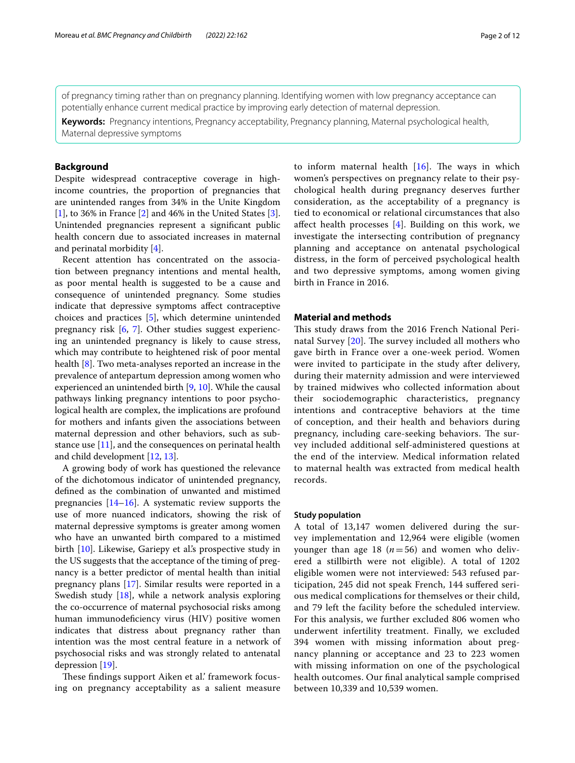of pregnancy timing rather than on pregnancy planning. Identifying women with low pregnancy acceptance can potentially enhance current medical practice by improving early detection of maternal depression.

**Keywords:** Pregnancy intentions, Pregnancy acceptability, Pregnancy planning, Maternal psychological health, Maternal depressive symptoms

## Background

Despite widespread contraceptive coverage in high-income countries, the proportion of pregnancies that are unintended ranges from 34% in the Unite Kingdom [1], to 36% in France [2] and 46% in the United States [3]. Unintended pregnancies represent a significant public health concern due to associated increases in maternal and perinatal morbidity [4].

Recent attention has concentrated on the association between pregnancy intentions and mental health, as poor mental health is suggested to be a cause and consequence of unintended pregnancy. Some studies indicate that depressive symptoms affect contraceptive choices and practices [5], which determine unintended pregnancy risk [6, 7]. Other studies suggest experiencing an unintended pregnancy is likely to cause stress, which may contribute to heightened risk of poor mental health [8]. Two meta-analyses reported an increase in the prevalence of antepartum depression among women who experienced an unintended birth [9, 10]. While the causal pathways linking pregnancy intentions to poor psychological health are complex, the implications are profound for mothers and infants given the associations between maternal depression and other behaviors, such as substance use [11], and the consequences on perinatal health and child development [12, 13].

A growing body of work has questioned the relevance of the dichotomous indicator of unintended pregnancy, defined as the combination of unwanted and mistimed pregnancies [14–16]. A systematic review supports the use of more nuanced indicators, showing the risk of maternal depressive symptoms is greater among women who have an unwanted birth compared to a mistimed birth [10]. Likewise, Gariepy et al.'s prospective study in the US suggests that the acceptance of the timing of pregnancy is a better predictor of mental health than initial pregnancy plans [17]. Similar results were reported in a Swedish study [18], while a network analysis exploring the co-occurrence of maternal psychosocial risks among human immunodeficiency virus (HIV) positive women indicates that distress about pregnancy rather than intention was the most central feature in a network of psychosocial risks and was strongly related to antenatal depression [19].

These findings support Aiken et al.' framework focusing on pregnancy acceptability as a salient measure to inform maternal health [16]. The ways in which women's perspectives on pregnancy relate to their psychological health during pregnancy deserves further consideration, as the acceptability of a pregnancy is tied to economical or relational circumstances that also affect health processes [4]. Building on this work, we investigate the intersecting contribution of pregnancy planning and acceptance on antenatal psychological distress, in the form of perceived psychological health and two depressive symptoms, among women giving birth in France in 2016.

## Material and methods

This study draws from the 2016 French National Perinatal Survey [20]. The survey included all mothers who gave birth in France over a one-week period. Women were invited to participate in the study after delivery, during their maternity admission and were interviewed by trained midwives who collected information about their sociodemographic characteristics, pregnancy intentions and contraceptive behaviors at the time of conception, and their health and behaviors during pregnancy, including care-seeking behaviors. The survey included additional self-administered questions at the end of the interview. Medical information related to maternal health was extracted from medical health records.

### Study population

A total of 13,147 women delivered during the survey implementation and 12,964 were eligible (women younger than age 18 ($n=56$) and women who delivered a stillbirth were not eligible). A total of 1202 eligible women were not interviewed: 543 refused participation, 245 did not speak French, 144 suffered serious medical complications for themselves or their child, and 79 left the facility before the scheduled interview. For this analysis, we further excluded 806 women who underwent infertility treatment. Finally, we excluded 394 women with missing information about pregnancy planning or acceptance and 23 to 223 women with missing information on one of the psychological health outcomes. Our final analytical sample comprised between 10,339 and 10,539 women.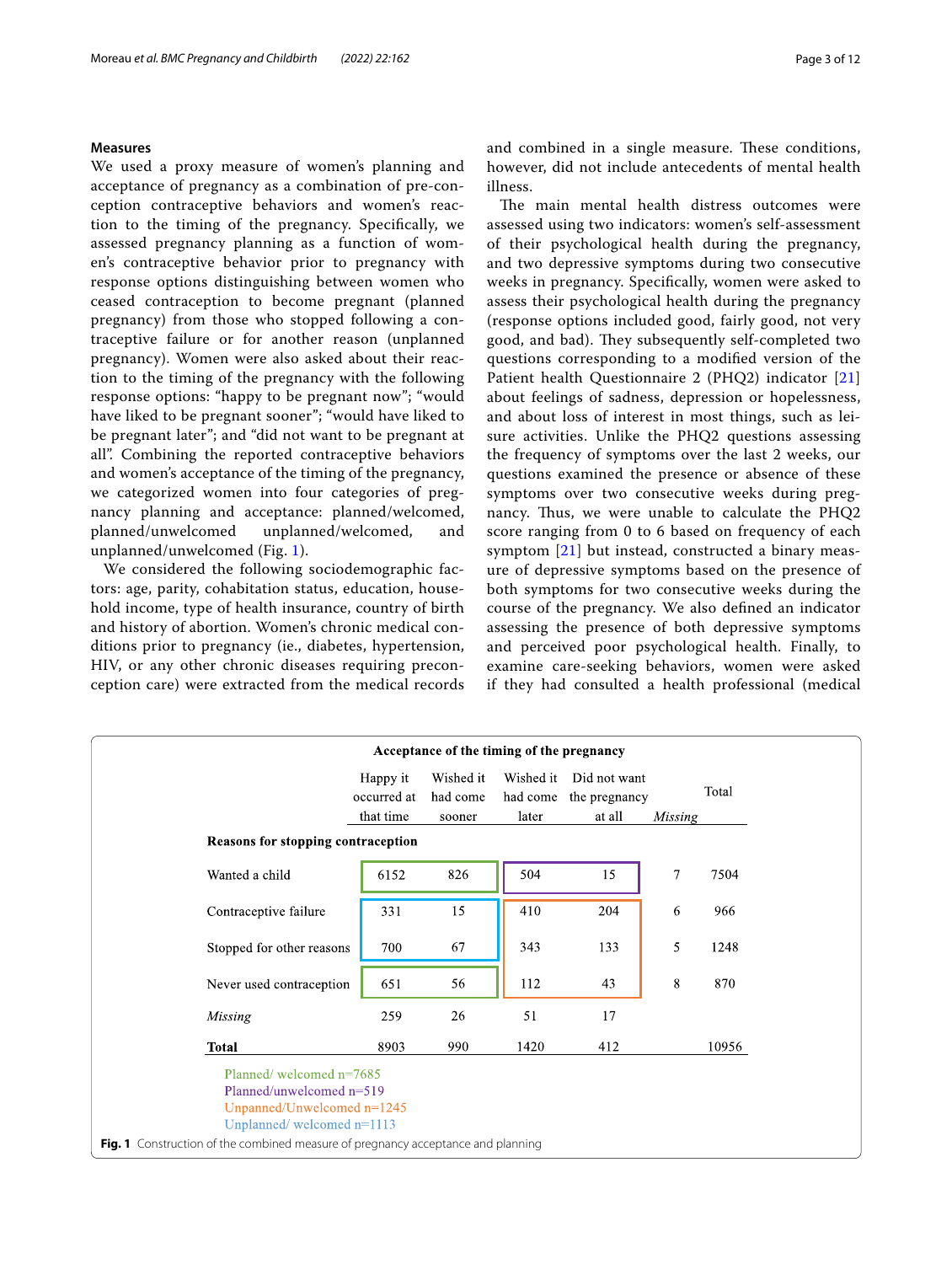## Measures

We used a proxy measure of women's planning and acceptance of pregnancy as a combination of pre-conception contraceptive behaviors and women's reaction to the timing of the pregnancy. Specifically, we assessed pregnancy planning as a function of women's contraceptive behavior prior to pregnancy with response options distinguishing between women who ceased contraception to become pregnant (planned pregnancy) from those who stopped following a contraceptive failure or for another reason (unplanned pregnancy). Women were also asked about their reaction to the timing of the pregnancy with the following response options: "happy to be pregnant now"; "would have liked to be pregnant sooner"; "would have liked to be pregnant later"; and "did not want to be pregnant at all". Combining the reported contraceptive behaviors and women's acceptance of the timing of the pregnancy, we categorized women into four categories of pregnancy planning and acceptance: planned/welcomed, planned/unwelcomed unplanned/welcomed, and unplanned/unwelcomed (Fig. 1).

We considered the following sociodemographic factors: age, parity, cohabitation status, education, household income, type of health insurance, country of birth and history of abortion. Women's chronic medical conditions prior to pregnancy (ie., diabetes, hypertension, HIV, or any other chronic diseases requiring preconception care) were extracted from the medical records and combined in a single measure. These conditions, however, did not include antecedents of mental health illness.

The main mental health distress outcomes were assessed using two indicators: women's self-assessment of their psychological health during the pregnancy, and two depressive symptoms during two consecutive weeks in pregnancy. Specifically, women were asked to assess their psychological health during the pregnancy (response options included good, fairly good, not very good, and bad). They subsequently self-completed two questions corresponding to a modified version of the Patient health Questionnaire 2 (PHQ2) indicator [21] about feelings of sadness, depression or hopelessness, and about loss of interest in most things, such as leisure activities. Unlike the PHQ2 questions assessing the frequency of symptoms over the last 2 weeks, our questions examined the presence or absence of these symptoms over two consecutive weeks during pregnancy. Thus, we were unable to calculate the PHQ2 score ranging from 0 to 6 based on frequency of each symptom [21] but instead, constructed a binary measure of depressive symptoms based on the presence of both symptoms for two consecutive weeks during the course of the pregnancy. We also defined an indicator assessing the presence of both depressive symptoms and perceived poor psychological health. Finally, to examine care-seeking behaviors, women were asked if they had consulted a health professional (medical

| | Acceptance of the timing of the pregnancy | | | | | |
|---|---|---|---|---|---|---|
| | Happy it occurred at that time | Wished it had come sooner | Wished it had come later | Did not want the pregnancy at all | *Missing* | Total |
| **Reasons for stopping contraception** | | | | | | |
| Wanted a child | 6152 | 826 | 504 | 15 | 7 | 7504 |
| Contraceptive failure | 331 | 15 | 410 | 204 | 6 | 966 |
| Stopped for other reasons | 700 | 67 | 343 | 133 | 5 | 1248 |
| Never used contraception | 651 | 56 | 112 | 43 | 8 | 870 |
| *Missing* | 259 | 26 | 51 | 17 | | |
| **Total** | 8903 | 990 | 1420 | 412 | | 10956 |

Planned/ welcomed n=7685
Planned/unwelcomed n=519
Unpanned/Unwelcomed n=1245
Unplanned/ welcomed n=1113

**Fig. 1** Construction of the combined measure of pregnancy acceptance and planning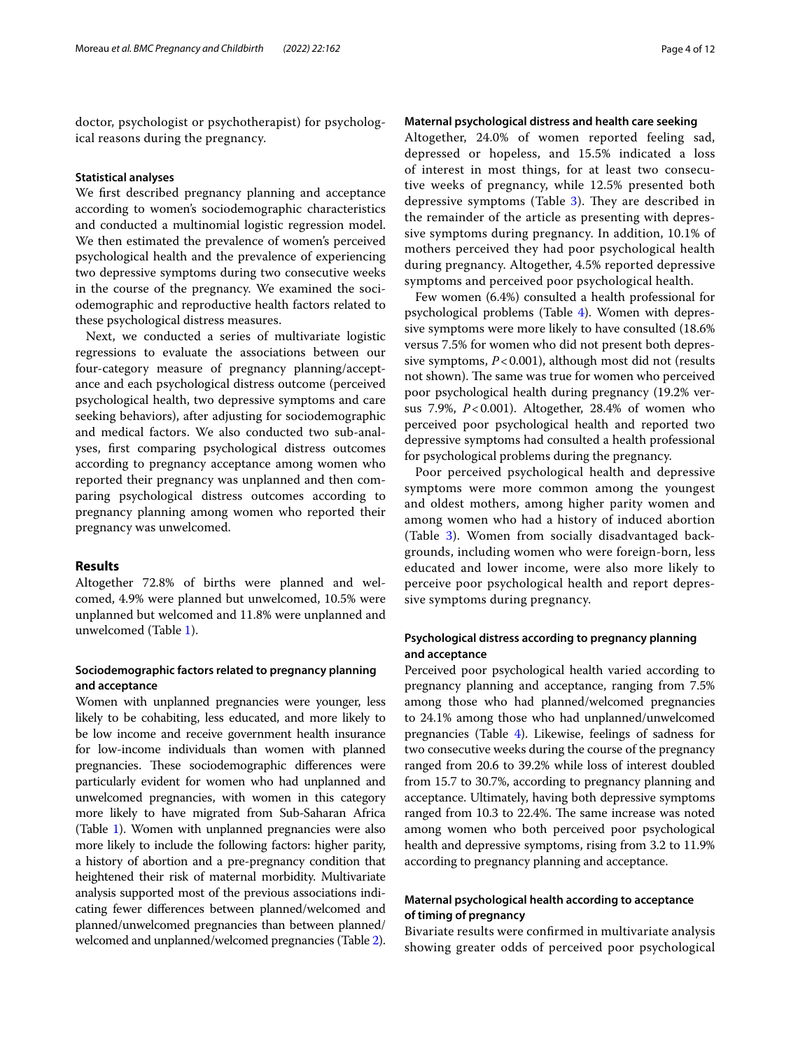doctor, psychologist or psychotherapist) for psychological reasons during the pregnancy.

### Statistical analyses

We first described pregnancy planning and acceptance according to women's sociodemographic characteristics and conducted a multinomial logistic regression model. We then estimated the prevalence of women's perceived psychological health and the prevalence of experiencing two depressive symptoms during two consecutive weeks in the course of the pregnancy. We examined the sociodemographic and reproductive health factors related to these psychological distress measures.

Next, we conducted a series of multivariate logistic regressions to evaluate the associations between our four-category measure of pregnancy planning/acceptance and each psychological distress outcome (perceived psychological health, two depressive symptoms and care seeking behaviors), after adjusting for sociodemographic and medical factors. We also conducted two sub-analyses, first comparing psychological distress outcomes according to pregnancy acceptance among women who reported their pregnancy was unplanned and then comparing psychological distress outcomes according to pregnancy planning among women who reported their pregnancy was unwelcomed.

## Results

Altogether 72.8% of births were planned and welcomed, 4.9% were planned but unwelcomed, 10.5% were unplanned but welcomed and 11.8% were unplanned and unwelcomed (Table 1).

### Sociodemographic factors related to pregnancy planning and acceptance

Women with unplanned pregnancies were younger, less likely to be cohabiting, less educated, and more likely to be low income and receive government health insurance for low-income individuals than women with planned pregnancies. These sociodemographic differences were particularly evident for women who had unplanned and unwelcomed pregnancies, with women in this category more likely to have migrated from Sub-Saharan Africa (Table 1). Women with unplanned pregnancies were also more likely to include the following factors: higher parity, a history of abortion and a pre-pregnancy condition that heightened their risk of maternal morbidity. Multivariate analysis supported most of the previous associations indicating fewer differences between planned/welcomed and planned/unwelcomed pregnancies than between planned/welcomed and unplanned/welcomed pregnancies (Table 2).

### Maternal psychological distress and health care seeking

Altogether, 24.0% of women reported feeling sad, depressed or hopeless, and 15.5% indicated a loss of interest in most things, for at least two consecutive weeks of pregnancy, while 12.5% presented both depressive symptoms (Table 3). They are described in the remainder of the article as presenting with depressive symptoms during pregnancy. In addition, 10.1% of mothers perceived they had poor psychological health during pregnancy. Altogether, 4.5% reported depressive symptoms and perceived poor psychological health.

Few women (6.4%) consulted a health professional for psychological problems (Table 4). Women with depressive symptoms were more likely to have consulted (18.6% versus 7.5% for women who did not present both depressive symptoms, $P<0.001$), although most did not (results not shown). The same was true for women who perceived poor psychological health during pregnancy (19.2% versus 7.9%, $P<0.001$). Altogether, 28.4% of women who perceived poor psychological health and reported two depressive symptoms had consulted a health professional for psychological problems during the pregnancy.

Poor perceived psychological health and depressive symptoms were more common among the youngest and oldest mothers, among higher parity women and among women who had a history of induced abortion (Table 3). Women from socially disadvantaged backgrounds, including women who were foreign-born, less educated and lower income, were also more likely to perceive poor psychological health and report depressive symptoms during pregnancy.

### Psychological distress according to pregnancy planning and acceptance

Perceived poor psychological health varied according to pregnancy planning and acceptance, ranging from 7.5% among those who had planned/welcomed pregnancies to 24.1% among those who had unplanned/unwelcomed pregnancies (Table 4). Likewise, feelings of sadness for two consecutive weeks during the course of the pregnancy ranged from 20.6 to 39.2% while loss of interest doubled from 15.7 to 30.7%, according to pregnancy planning and acceptance. Ultimately, having both depressive symptoms ranged from 10.3 to 22.4%. The same increase was noted among women who both perceived poor psychological health and depressive symptoms, rising from 3.2 to 11.9% according to pregnancy planning and acceptance.

### Maternal psychological health according to acceptance of timing of pregnancy

Bivariate results were confirmed in multivariate analysis showing greater odds of perceived poor psychological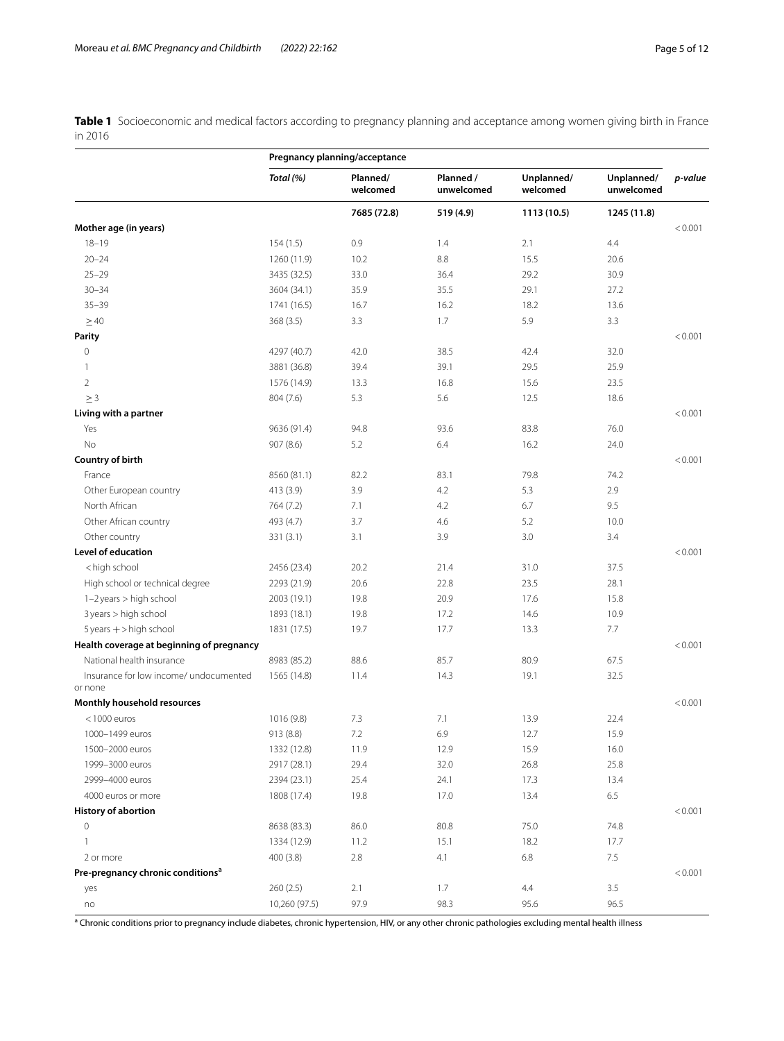**Table 1** Socioeconomic and medical factors according to pregnancy planning and acceptance among women giving birth in France in 2016

| | Pregnancy planning/acceptance | | | | | |
|---|---|---|---|---|---|---|
| | *Total (%)* | Planned/ welcomed | Planned / unwelcomed | Unplanned/ welcomed | Unplanned/ unwelcomed | *p-value* |
| | | **7685 (72.8)** | **519 (4.9)** | **1113 (10.5)** | **1245 (11.8)** | |
| **Mother age (in years)** | | | | | | < 0.001 |
| 18–19 | 154 (1.5) | 0.9 | 1.4 | 2.1 | 4.4 | |
| 20–24 | 1260 (11.9) | 10.2 | 8.8 | 15.5 | 20.6 | |
| 25–29 | 3435 (32.5) | 33.0 | 36.4 | 29.2 | 30.9 | |
| 30–34 | 3604 (34.1) | 35.9 | 35.5 | 29.1 | 27.2 | |
| 35–39 | 1741 (16.5) | 16.7 | 16.2 | 18.2 | 13.6 | |
| $\geq 40$ | 368 (3.5) | 3.3 | 1.7 | 5.9 | 3.3 | |
| **Parity** | | | | | | < 0.001 |
| 0 | 4297 (40.7) | 42.0 | 38.5 | 42.4 | 32.0 | |
| 1 | 3881 (36.8) | 39.4 | 39.1 | 29.5 | 25.9 | |
| 2 | 1576 (14.9) | 13.3 | 16.8 | 15.6 | 23.5 | |
| $\geq 3$ | 804 (7.6) | 5.3 | 5.6 | 12.5 | 18.6 | |
| **Living with a partner** | | | | | | < 0.001 |
| Yes | 9636 (91.4) | 94.8 | 93.6 | 83.8 | 76.0 | |
| No | 907 (8.6) | 5.2 | 6.4 | 16.2 | 24.0 | |
| **Country of birth** | | | | | | < 0.001 |
| France | 8560 (81.1) | 82.2 | 83.1 | 79.8 | 74.2 | |
| Other European country | 413 (3.9) | 3.9 | 4.2 | 5.3 | 2.9 | |
| North African | 764 (7.2) | 7.1 | 4.2 | 6.7 | 9.5 | |
| Other African country | 493 (4.7) | 3.7 | 4.6 | 5.2 | 10.0 | |
| Other country | 331 (3.1) | 3.1 | 3.9 | 3.0 | 3.4 | |
| **Level of education** | | | | | | < 0.001 |
| < high school | 2456 (23.4) | 20.2 | 21.4 | 31.0 | 37.5 | |
| High school or technical degree | 2293 (21.9) | 20.6 | 22.8 | 23.5 | 28.1 | |
| 1–2 years > high school | 2003 (19.1) | 19.8 | 20.9 | 17.6 | 15.8 | |
| 3 years > high school | 1893 (18.1) | 19.8 | 17.2 | 14.6 | 10.9 | |
| 5 years + > high school | 1831 (17.5) | 19.7 | 17.7 | 13.3 | 7.7 | |
| **Health coverage at beginning of pregnancy** | | | | | | < 0.001 |
| National health insurance | 8983 (85.2) | 88.6 | 85.7 | 80.9 | 67.5 | |
| Insurance for low income/ undocumented or none | 1565 (14.8) | 11.4 | 14.3 | 19.1 | 32.5 | |
| **Monthly household resources** | | | | | | < 0.001 |
| < 1000 euros | 1016 (9.8) | 7.3 | 7.1 | 13.9 | 22.4 | |
| 1000–1499 euros | 913 (8.8) | 7.2 | 6.9 | 12.7 | 15.9 | |
| 1500–2000 euros | 1332 (12.8) | 11.9 | 12.9 | 15.9 | 16.0 | |
| 1999–3000 euros | 2917 (28.1) | 29.4 | 32.0 | 26.8 | 25.8 | |
| 2999–4000 euros | 2394 (23.1) | 25.4 | 24.1 | 17.3 | 13.4 | |
| 4000 euros or more | 1808 (17.4) | 19.8 | 17.0 | 13.4 | 6.5 | |
| **History of abortion** | | | | | | < 0.001 |
| 0 | 8638 (83.3) | 86.0 | 80.8 | 75.0 | 74.8 | |
| 1 | 1334 (12.9) | 11.2 | 15.1 | 18.2 | 17.7 | |
| 2 or more | 400 (3.8) | 2.8 | 4.1 | 6.8 | 7.5 | |
| **Pre-pregnancy chronic conditions[a]** | | | | | | < 0.001 |
| yes | 260 (2.5) | 2.1 | 1.7 | 4.4 | 3.5 | |
| no | 10,260 (97.5) | 97.9 | 98.3 | 95.6 | 96.5 | |

[a] Chronic conditions prior to pregnancy include diabetes, chronic hypertension, HIV, or any other chronic pathologies excluding mental health illness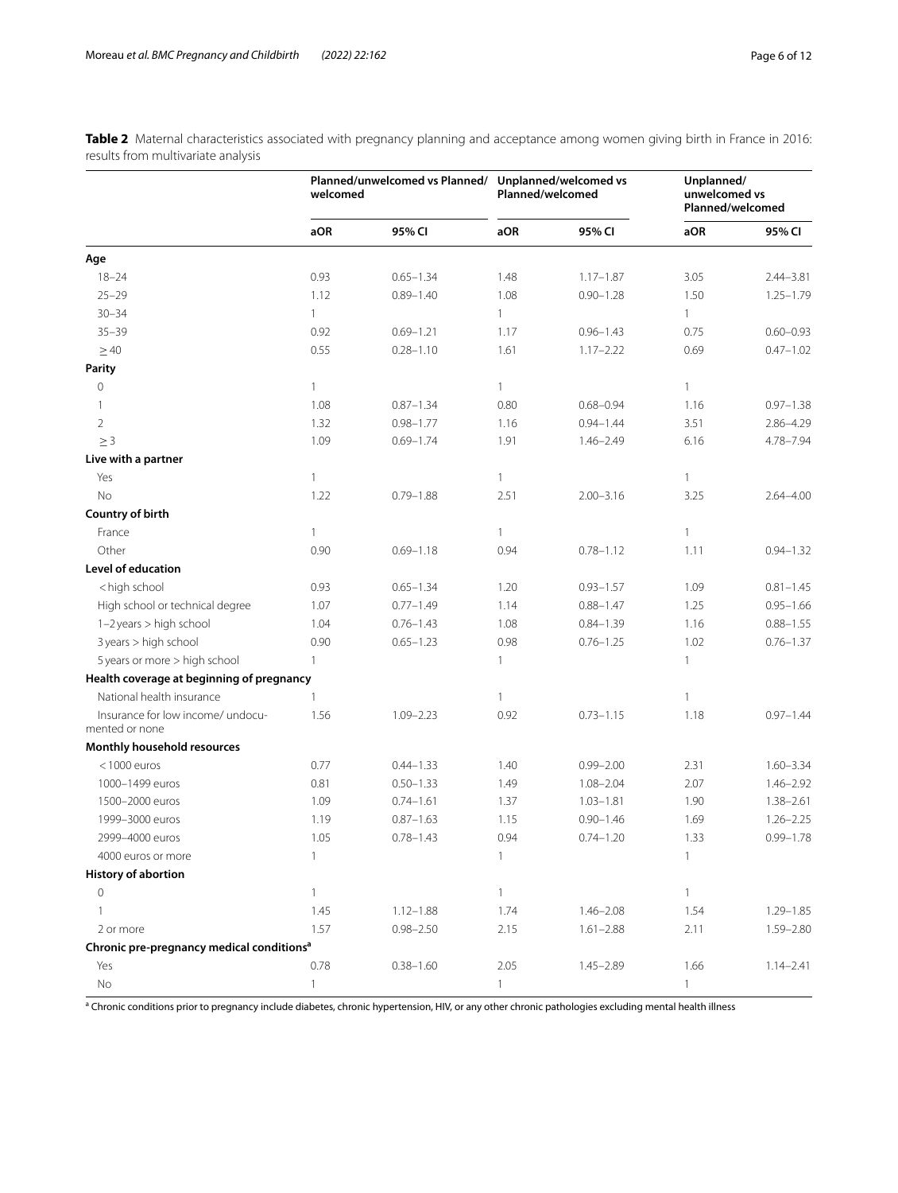**Table 2** Maternal characteristics associated with pregnancy planning and acceptance among women giving birth in France in 2016: results from multivariate analysis

| | Planned/unwelcomed vs Planned/welcomed | | Unplanned/welcomed vs Planned/welcomed | | Unplanned/unwelcomed vs Planned/welcomed | |
|---|---|---|---|---|---|---|
| | aOR | 95% CI | aOR | 95% CI | aOR | 95% CI |
| **Age** | | | | | | |
| 18–24 | 0.93 | 0.65–1.34 | 1.48 | 1.17–1.87 | 3.05 | 2.44–3.81 |
| 25–29 | 1.12 | 0.89–1.40 | 1.08 | 0.90–1.28 | 1.50 | 1.25–1.79 |
| 30–34 | 1 | | 1 | | 1 | |
| 35–39 | 0.92 | 0.69–1.21 | 1.17 | 0.96–1.43 | 0.75 | 0.60–0.93 |
| ≥ 40 | 0.55 | 0.28–1.10 | 1.61 | 1.17–2.22 | 0.69 | 0.47–1.02 |
| **Parity** | | | | | | |
| 0 | 1 | | 1 | | 1 | |
| 1 | 1.08 | 0.87–1.34 | 0.80 | 0.68–0.94 | 1.16 | 0.97–1.38 |
| 2 | 1.32 | 0.98–1.77 | 1.16 | 0.94–1.44 | 3.51 | 2.86–4.29 |
| ≥ 3 | 1.09 | 0.69–1.74 | 1.91 | 1.46–2.49 | 6.16 | 4.78–7.94 |
| **Live with a partner** | | | | | | |
| Yes | 1 | | 1 | | 1 | |
| No | 1.22 | 0.79–1.88 | 2.51 | 2.00–3.16 | 3.25 | 2.64–4.00 |
| **Country of birth** | | | | | | |
| France | 1 | | 1 | | 1 | |
| Other | 0.90 | 0.69–1.18 | 0.94 | 0.78–1.12 | 1.11 | 0.94–1.32 |
| **Level of education** | | | | | | |
| < high school | 0.93 | 0.65–1.34 | 1.20 | 0.93–1.57 | 1.09 | 0.81–1.45 |
| High school or technical degree | 1.07 | 0.77–1.49 | 1.14 | 0.88–1.47 | 1.25 | 0.95–1.66 |
| 1–2 years > high school | 1.04 | 0.76–1.43 | 1.08 | 0.84–1.39 | 1.16 | 0.88–1.55 |
| 3 years > high school | 0.90 | 0.65–1.23 | 0.98 | 0.76–1.25 | 1.02 | 0.76–1.37 |
| 5 years or more > high school | 1 | | 1 | | 1 | |
| **Health coverage at beginning of pregnancy** | | | | | | |
| National health insurance | 1 | | 1 | | 1 | |
| Insurance for low income/ undocumented or none | 1.56 | 1.09–2.23 | 0.92 | 0.73–1.15 | 1.18 | 0.97–1.44 |
| **Monthly household resources** | | | | | | |
| < 1000 euros | 0.77 | 0.44–1.33 | 1.40 | 0.99–2.00 | 2.31 | 1.60–3.34 |
| 1000–1499 euros | 0.81 | 0.50–1.33 | 1.49 | 1.08–2.04 | 2.07 | 1.46–2.92 |
| 1500–2000 euros | 1.09 | 0.74–1.61 | 1.37 | 1.03–1.81 | 1.90 | 1.38–2.61 |
| 1999–3000 euros | 1.19 | 0.87–1.63 | 1.15 | 0.90–1.46 | 1.69 | 1.26–2.25 |
| 2999–4000 euros | 1.05 | 0.78–1.43 | 0.94 | 0.74–1.20 | 1.33 | 0.99–1.78 |
| 4000 euros or more | 1 | | 1 | | 1 | |
| **History of abortion** | | | | | | |
| 0 | 1 | | 1 | | 1 | |
| 1 | 1.45 | 1.12–1.88 | 1.74 | 1.46–2.08 | 1.54 | 1.29–1.85 |
| 2 or more | 1.57 | 0.98–2.50 | 2.15 | 1.61–2.88 | 2.11 | 1.59–2.80 |
| **Chronic pre-pregnancy medical conditions[a]** | | | | | | |
| Yes | 0.78 | 0.38–1.60 | 2.05 | 1.45–2.89 | 1.66 | 1.14–2.41 |
| No | 1 | | 1 | | 1 | |

[a] Chronic conditions prior to pregnancy include diabetes, chronic hypertension, HIV, or any other chronic pathologies excluding mental health illness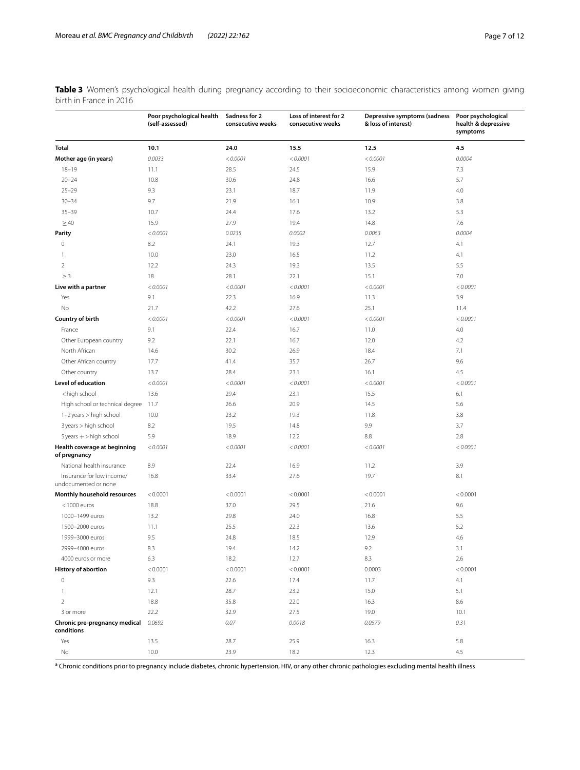**Table 3** Women's psychological health during pregnancy according to their socioeconomic characteristics among women giving birth in France in 2016

| | Poor psychological health (self-assessed) | Sadness for 2 consecutive weeks | Loss of interest for 2 consecutive weeks | Depressive symptoms (sadness & loss of interest) | Poor psychological health & depressive symptoms |
|---|---|---|---|---|---|
| **Total** | **10.1** | **24.0** | **15.5** | **12.5** | **4.5** |
| **Mother age (in years)** | *0.0033* | *< 0.0001* | *< 0.0001* | *< 0.0001* | *0.0004* |
| 18–19 | 11.1 | 28.5 | 24.5 | 15.9 | 7.3 |
| 20–24 | 10.8 | 30.6 | 24.8 | 16.6 | 5.7 |
| 25–29 | 9.3 | 23.1 | 18.7 | 11.9 | 4.0 |
| 30–34 | 9.7 | 21.9 | 16.1 | 10.9 | 3.8 |
| 35–39 | 10.7 | 24.4 | 17.6 | 13.2 | 5.3 |
| ≥ 40 | 15.9 | 27.9 | 19.4 | 14.8 | 7.6 |
| **Parity** | *< 0.0001* | *0.0235* | *0.0002* | *0.0063* | *0.0004* |
| 0 | 8.2 | 24.1 | 19.3 | 12.7 | 4.1 |
| 1 | 10.0 | 23.0 | 16.5 | 11.2 | 4.1 |
| 2 | 12.2 | 24.3 | 19.3 | 13.5 | 5.5 |
| ≥ 3 | 18 | 28.1 | 22.1 | 15.1 | 7.0 |
| **Live with a partner** | *< 0.0001* | *< 0.0001* | *< 0.0001* | *< 0.0001* | *< 0.0001* |
| Yes | 9.1 | 22.3 | 16.9 | 11.3 | 3.9 |
| No | 21.7 | 42.2 | 27.6 | 25.1 | 11.4 |
| **Country of birth** | *< 0.0001* | *< 0.0001* | *< 0.0001* | *< 0.0001* | *< 0.0001* |
| France | 9.1 | 22.4 | 16.7 | 11.0 | 4.0 |
| Other European country | 9.2 | 22.1 | 16.7 | 12.0 | 4.2 |
| North African | 14.6 | 30.2 | 26.9 | 18.4 | 7.1 |
| Other African country | 17.7 | 41.4 | 35.7 | 26.7 | 9.6 |
| Other country | 13.7 | 28.4 | 23.1 | 16.1 | 4.5 |
| **Level of education** | *< 0.0001* | *< 0.0001* | *< 0.0001* | *< 0.0001* | *< 0.0001* |
| < high school | 13.6 | 29.4 | 23.1 | 15.5 | 6.1 |
| High school or technical degree | 11.7 | 26.6 | 20.9 | 14.5 | 5.6 |
| 1–2 years > high school | 10.0 | 23.2 | 19.3 | 11.8 | 3.8 |
| 3 years > high school | 8.2 | 19.5 | 14.8 | 9.9 | 3.7 |
| 5 years + > high school | 5.9 | 18.9 | 12.2 | 8.8 | 2.8 |
| **Health coverage at beginning of pregnancy** | *< 0.0001* | *< 0.0001* | *< 0.0001* | *< 0.0001* | *< 0.0001* |
| National health insurance | 8.9 | 22.4 | 16.9 | 11.2 | 3.9 |
| Insurance for low income/undocumented or none | 16.8 | 33.4 | 27.6 | 19.7 | 8.1 |
| **Monthly household resources** | < 0.0001 | < 0.0001 | < 0.0001 | < 0.0001 | < 0.0001 |
| < 1000 euros | 18.8 | 37.0 | 29.5 | 21.6 | 9.6 |
| 1000–1499 euros | 13.2 | 29.8 | 24.0 | 16.8 | 5.5 |
| 1500–2000 euros | 11.1 | 25.5 | 22.3 | 13.6 | 5.2 |
| 1999–3000 euros | 9.5 | 24.8 | 18.5 | 12.9 | 4.6 |
| 2999–4000 euros | 8.3 | 19.4 | 14.2 | 9.2 | 3.1 |
| 4000 euros or more | 6.3 | 18.2 | 12.7 | 8.3 | 2.6 |
| **History of abortion** | < 0.0001 | < 0.0001 | < 0.0001 | 0.0003 | < 0.0001 |
| 0 | 9.3 | 22.6 | 17.4 | 11.7 | 4.1 |
| 1 | 12.1 | 28.7 | 23.2 | 15.0 | 5.1 |
| 2 | 18.8 | 35.8 | 22.0 | 16.3 | 8.6 |
| 3 or more | 22.2 | 32.9 | 27.5 | 19.0 | 10.1 |
| **Chronic pre-pregnancy medical conditions** | *0.0692* | *0.07* | *0.0018* | *0.0579* | *0.31* |
| Yes | 13.5 | 28.7 | 25.9 | 16.3 | 5.8 |
| No | 10.0 | 23.9 | 18.2 | 12.3 | 4.5 |

[a] Chronic conditions prior to pregnancy include diabetes, chronic hypertension, HIV, or any other chronic pathologies excluding mental health illness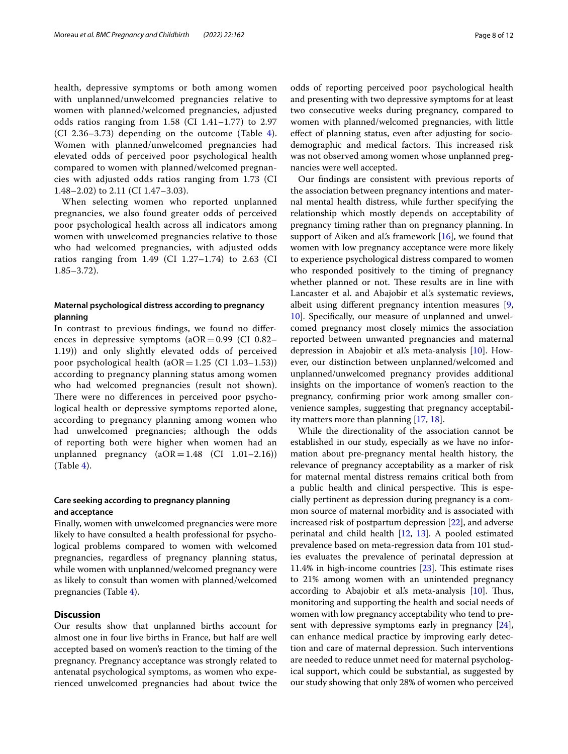health, depressive symptoms or both among women with unplanned/unwelcomed pregnancies relative to women with planned/welcomed pregnancies, adjusted odds ratios ranging from 1.58 (CI 1.41–1.77) to 2.97 (CI 2.36–3.73) depending on the outcome (Table 4). Women with planned/unwelcomed pregnancies had elevated odds of perceived poor psychological health compared to women with planned/welcomed pregnancies with adjusted odds ratios ranging from 1.73 (CI 1.48–2.02) to 2.11 (CI 1.47–3.03).

When selecting women who reported unplanned pregnancies, we also found greater odds of perceived poor psychological health across all indicators among women with unwelcomed pregnancies relative to those who had welcomed pregnancies, with adjusted odds ratios ranging from 1.49 (CI 1.27–1.74) to 2.63 (CI 1.85–3.72).

### Maternal psychological distress according to pregnancy planning

In contrast to previous findings, we found no differences in depressive symptoms (aOR = 0.99 (CI 0.82–1.19)) and only slightly elevated odds of perceived poor psychological health (aOR = 1.25 (CI 1.03–1.53)) according to pregnancy planning status among women who had welcomed pregnancies (result not shown). There were no differences in perceived poor psychological health or depressive symptoms reported alone, according to pregnancy planning among women who had unwelcomed pregnancies; although the odds of reporting both were higher when women had an unplanned pregnancy (aOR = 1.48 (CI 1.01–2.16)) (Table 4).

### Care seeking according to pregnancy planning and acceptance

Finally, women with unwelcomed pregnancies were more likely to have consulted a health professional for psychological problems compared to women with welcomed pregnancies, regardless of pregnancy planning status, while women with unplanned/welcomed pregnancy were as likely to consult than women with planned/welcomed pregnancies (Table 4).

## Discussion

Our results show that unplanned births account for almost one in four live births in France, but half are well accepted based on women's reaction to the timing of the pregnancy. Pregnancy acceptance was strongly related to antenatal psychological symptoms, as women who experienced unwelcomed pregnancies had about twice the odds of reporting perceived poor psychological health and presenting with two depressive symptoms for at least two consecutive weeks during pregnancy, compared to women with planned/welcomed pregnancies, with little effect of planning status, even after adjusting for sociodemographic and medical factors. This increased risk was not observed among women whose unplanned pregnancies were well accepted.

Our findings are consistent with previous reports of the association between pregnancy intentions and maternal mental health distress, while further specifying the relationship which mostly depends on acceptability of pregnancy timing rather than on pregnancy planning. In support of Aiken and al.'s framework [16], we found that women with low pregnancy acceptance were more likely to experience psychological distress compared to women who responded positively to the timing of pregnancy whether planned or not. These results are in line with Lancaster et al. and Abajobir et al.'s systematic reviews, albeit using different pregnancy intention measures [9, 10]. Specifically, our measure of unplanned and unwelcomed pregnancy most closely mimics the association reported between unwanted pregnancies and maternal depression in Abajobir et al.'s meta-analysis [10]. However, our distinction between unplanned/welcomed and unplanned/unwelcomed pregnancy provides additional insights on the importance of women's reaction to the pregnancy, confirming prior work among smaller convenience samples, suggesting that pregnancy acceptability matters more than planning [17, 18].

While the directionality of the association cannot be established in our study, especially as we have no information about pre-pregnancy mental health history, the relevance of pregnancy acceptability as a marker of risk for maternal mental distress remains critical both from a public health and clinical perspective. This is especially pertinent as depression during pregnancy is a common source of maternal morbidity and is associated with increased risk of postpartum depression [22], and adverse perinatal and child health [12, 13]. A pooled estimated prevalence based on meta-regression data from 101 studies evaluates the prevalence of perinatal depression at 11.4% in high-income countries [23]. This estimate rises to 21% among women with an unintended pregnancy according to Abajobir et al.'s meta-analysis [10]. Thus, monitoring and supporting the health and social needs of women with low pregnancy acceptability who tend to present with depressive symptoms early in pregnancy [24], can enhance medical practice by improving early detection and care of maternal depression. Such interventions are needed to reduce unmet need for maternal psychological support, which could be substantial, as suggested by our study showing that only 28% of women who perceived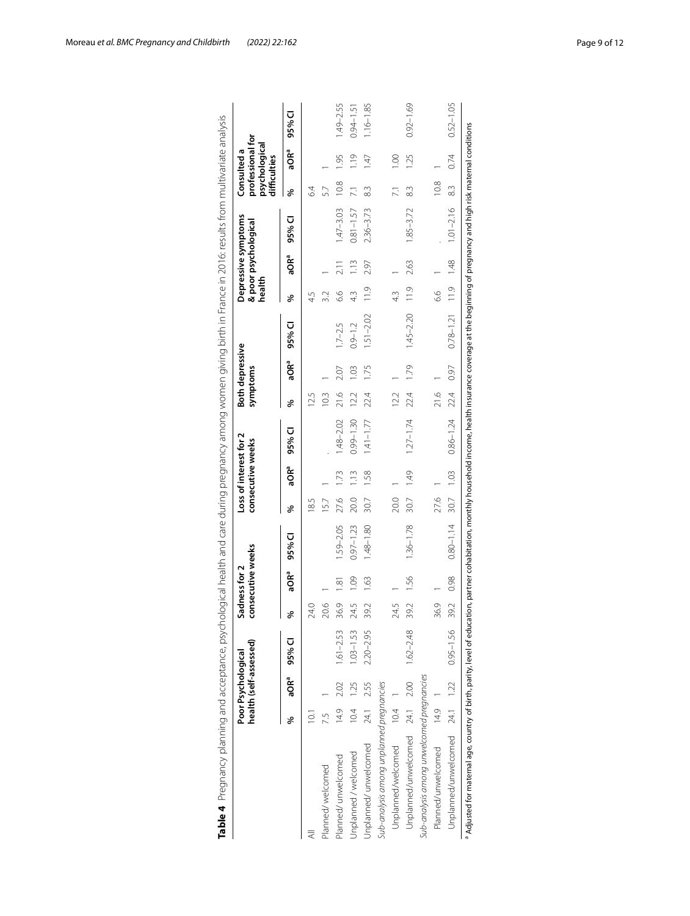**Table 4** Pregnancy planning and acceptance, psychological health and care during pregnancy among women giving birth in France in 2016: results from multivariate analysis

| | Poor Psychological health (self-assessed) | | | Sadness for 2 consecutive weeks | | | Loss of interest for 2 consecutive weeks | | | Both depressive symptoms | | | Depressive symptoms & poor psychological health | | | Consulted a professional for psychological difficulties | | |
|---|---|---|---|---|---|---|---|---|---|---|---|---|---|---|---|---|---|---|
| | % | aOR[a] | 95% CI | % | aOR[a] | 95% CI | % | aOR[a] | 95% CI | % | aOR[a] | 95% CI | % | aOR[a] | 95% CI | % | aOR[a] | 95% CI |
| All | 10.1 | | | 24.0 | | | 18.5 | | | 12.5 | | | 4.5 | | | 6.4 | | |
| Planned/ welcomed | 7.5 | 1 | | 20.6 | 1 | | 15.7 | 1 | . | 10.3 | 1 | | 3.2 | 1 | | 5.7 | 1 | |
| Planned/ unwelcomed | 14.9 | 2.02 | 1.61–2.53 | 36.9 | 1.81 | 1.59–2.05 | 27.6 | 1.73 | 1.48–2.02 | 21.6 | 2.07 | 1.7–2.5 | 6.6 | 2.11 | 1.47–3.03 | 10.8 | 1.95 | 1.49–2.55 |
| Unplanned / welcomed | 10.4 | 1.25 | 1.03–1.53 | 24.5 | 1.09 | 0.97–1.23 | 20.0 | 1.13 | 0.99–1.30 | 12.2 | 1.03 | 0.9–1.2 | 4.3 | 1.13 | 0.81–1.57 | 7.1 | 1.19 | 0.94–1.51 |
| Unplanned/ unwelcomed | 24.1 | 2.55 | 2.20–2.95 | 39.2 | 1.63 | 1.48–1.80 | 30.7 | 1.58 | 1.41–1.77 | 22.4 | 1.75 | 1.51–2.02 | 11.9 | 2.97 | 2.36–3.73 | 8.3 | 1.47 | 1.16–1.85 |
| *Sub-analysis among unplanned pregnancies* | | | | | | | | | | | | | | | | | | |
| Unplanned/welcomed | 10.4 | 1 | | 24.5 | 1 | | 20.0 | 1 | | 12.2 | 1 | | 4.3 | 1 | | 7.1 | 1.00 | |
| Unplanned/unwelcomed | 24.1 | 2.00 | 1.62–2.48 | 39.2 | 1.56 | 1.36–1.78 | 30.7 | 1.49 | 1.27–1.74 | 22.4 | 1.79 | 1.45–2.20 | 11.9 | 2.63 | 1.85–3.72 | 8.3 | 1.25 | 0.92–1.69 |
| *Sub-analysis among unwelcomed pregnancies* | | | | | | | | | | | | | | | | | | |
| Planned/unwelcomed | 14.9 | 1 | | 36.9 | 1 | | 27.6 | 1 | | 21.6 | 1 | | 6.6 | 1 | . | 10.8 | 1 | |
| Unplanned/unwelcomed | 24.1 | 1.22 | 0.95–1.56 | 39.2 | 0.98 | 0.80–1.14 | 30.7 | 1.03 | 0.86–1.24 | 22.4 | 0.97 | 0.78–1.21 | 11.9 | 1.48 | 1.01–2.16 | 8.3 | 0.74 | 0.52–1.05 |

[a] Adjusted for maternal age, country of birth, parity, level of education, partner cohabitation, monthly household income, health insurance coverage at the beginning of pregnancy and high risk maternal conditions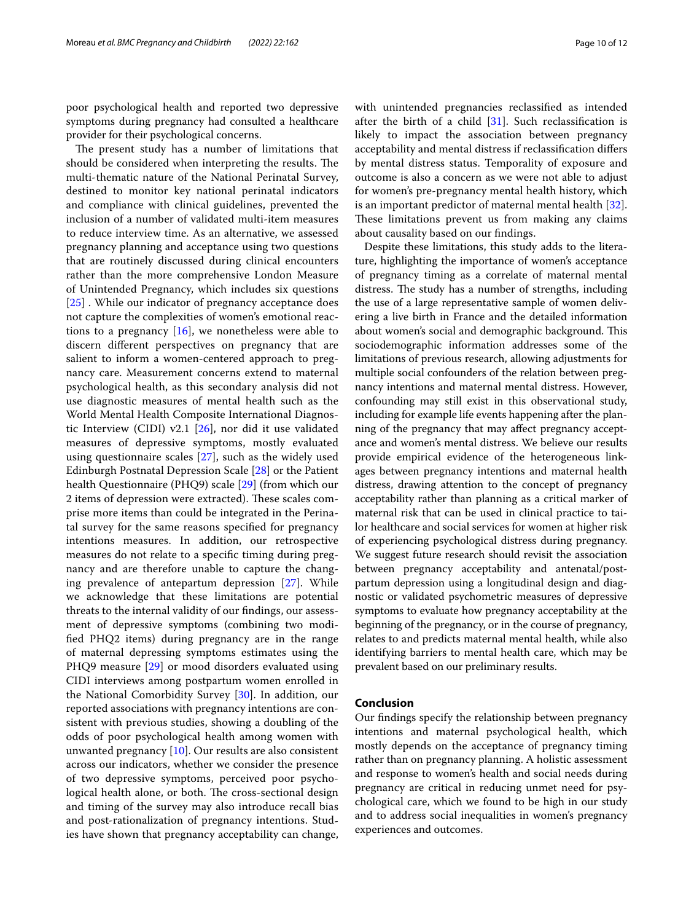poor psychological health and reported two depressive symptoms during pregnancy had consulted a healthcare provider for their psychological concerns.

The present study has a number of limitations that should be considered when interpreting the results. The multi-thematic nature of the National Perinatal Survey, destined to monitor key national perinatal indicators and compliance with clinical guidelines, prevented the inclusion of a number of validated multi-item measures to reduce interview time. As an alternative, we assessed pregnancy planning and acceptance using two questions that are routinely discussed during clinical encounters rather than the more comprehensive London Measure of Unintended Pregnancy, which includes six questions [25] . While our indicator of pregnancy acceptance does not capture the complexities of women's emotional reactions to a pregnancy [16], we nonetheless were able to discern different perspectives on pregnancy that are salient to inform a women-centered approach to pregnancy care. Measurement concerns extend to maternal psychological health, as this secondary analysis did not use diagnostic measures of mental health such as the World Mental Health Composite International Diagnostic Interview (CIDI) v2.1 [26], nor did it use validated measures of depressive symptoms, mostly evaluated using questionnaire scales [27], such as the widely used Edinburgh Postnatal Depression Scale [28] or the Patient health Questionnaire (PHQ9) scale [29] (from which our 2 items of depression were extracted). These scales comprise more items than could be integrated in the Perinatal survey for the same reasons specified for pregnancy intentions measures. In addition, our retrospective measures do not relate to a specific timing during pregnancy and are therefore unable to capture the changing prevalence of antepartum depression [27]. While we acknowledge that these limitations are potential threats to the internal validity of our findings, our assessment of depressive symptoms (combining two modified PHQ2 items) during pregnancy are in the range of maternal depressing symptoms estimates using the PHQ9 measure [29] or mood disorders evaluated using CIDI interviews among postpartum women enrolled in the National Comorbidity Survey [30]. In addition, our reported associations with pregnancy intentions are consistent with previous studies, showing a doubling of the odds of poor psychological health among women with unwanted pregnancy [10]. Our results are also consistent across our indicators, whether we consider the presence of two depressive symptoms, perceived poor psychological health alone, or both. The cross-sectional design and timing of the survey may also introduce recall bias and post-rationalization of pregnancy intentions. Studies have shown that pregnancy acceptability can change, with unintended pregnancies reclassified as intended after the birth of a child [31]. Such reclassification is likely to impact the association between pregnancy acceptability and mental distress if reclassification differs by mental distress status. Temporality of exposure and outcome is also a concern as we were not able to adjust for women's pre-pregnancy mental health history, which is an important predictor of maternal mental health [32]. These limitations prevent us from making any claims about causality based on our findings.

Despite these limitations, this study adds to the literature, highlighting the importance of women's acceptance of pregnancy timing as a correlate of maternal mental distress. The study has a number of strengths, including the use of a large representative sample of women delivering a live birth in France and the detailed information about women's social and demographic background. This sociodemographic information addresses some of the limitations of previous research, allowing adjustments for multiple social confounders of the relation between pregnancy intentions and maternal mental distress. However, confounding may still exist in this observational study, including for example life events happening after the planning of the pregnancy that may affect pregnancy acceptance and women's mental distress. We believe our results provide empirical evidence of the heterogeneous linkages between pregnancy intentions and maternal health distress, drawing attention to the concept of pregnancy acceptability rather than planning as a critical marker of maternal risk that can be used in clinical practice to tailor healthcare and social services for women at higher risk of experiencing psychological distress during pregnancy. We suggest future research should revisit the association between pregnancy acceptability and antenatal/postpartum depression using a longitudinal design and diagnostic or validated psychometric measures of depressive symptoms to evaluate how pregnancy acceptability at the beginning of the pregnancy, or in the course of pregnancy, relates to and predicts maternal mental health, while also identifying barriers to mental health care, which may be prevalent based on our preliminary results.

## Conclusion

Our findings specify the relationship between pregnancy intentions and maternal psychological health, which mostly depends on the acceptance of pregnancy timing rather than on pregnancy planning. A holistic assessment and response to women's health and social needs during pregnancy are critical in reducing unmet need for psychological care, which we found to be high in our study and to address social inequalities in women's pregnancy experiences and outcomes.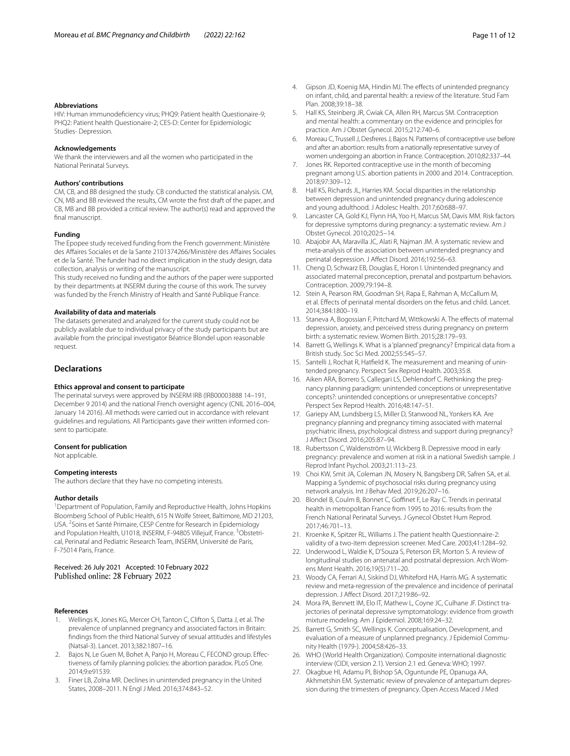#### Abbreviations

HIV: Human immunodeficiency virus; PHQ9: Patient health Questionaire-9; PHQ2: Patient health Questionaire-2; CES-D: Center for Epidemiologic Studies- Depression.

#### Acknowledgements

We thank the interviewers and all the women who participated in the National Perinatal Surveys.

#### Authors' contributions

CM, CB, and BB designed the study. CB conducted the statistical analysis. CM, CN, MB and BB reviewed the results, CM wrote the first draft of the paper, and CB, MB and BB provided a critical review. The author(s) read and approved the final manuscript.

#### Funding

The Epopee study received funding from the French government: Ministère des Affaires Sociales et de la Sante 2101374266/Ministère des Affaires Sociales et de la Santé. The funder had no direct implication in the study design, data collection, analysis or writing of the manuscript.

This study received no funding and the authors of the paper were supported by their departments at INSERM during the course of this work. The survey was funded by the French Ministry of Health and Santé Publique France.

#### Availability of data and materials

The datasets generated and analyzed for the current study could not be publicly available due to individual privacy of the study participants but are available from the principal investigator Béatrice Blondel upon reasonable request.

## Declarations

#### Ethics approval and consent to participate

The perinatal surveys were approved by INSERM IRB (IRB00003888 14–191, December 9 2014) and the national French oversight agency (CNIL 2016–004, January 14 2016). All methods were carried out in accordance with relevant guidelines and regulations. All Participants gave their written informed consent to participate.

#### Consent for publication

Not applicable.

#### Competing interests

The authors declare that they have no competing interests.

#### Author details

[1] Department of Population, Family and Reproductive Health, Johns Hopkins Bloomberg School of Public Health, 615 N Wolfe Street, Baltimore, MD 21203, USA. [2] Soins et Santé Primaire, CESP Centre for Research in Epidemiology and Population Health, U1018, INSERM, F-94805 Villejuif, France. [3] Obstetrical, Perinatal and Pediatric Research Team, INSERM, Université de Paris, F-75014 Paris, France.

Received: 26 July 2021 Accepted: 10 February 2022
Published online: 28 February 2022

#### References

1. Wellings K, Jones KG, Mercer CH, Tanton C, Clifton S, Datta J, et al. The prevalence of unplanned pregnancy and associated factors in Britain: findings from the third National Survey of sexual attitudes and lifestyles (Natsal-3). Lancet. 2013;382:1807–16.
2. Bajos N, Le Guen M, Bohet A, Panjo H, Moreau C, FECOND group. Effectiveness of family planning policies: the abortion paradox. PLoS One. 2014;9:e91539.
3. Finer LB, Zolna MR. Declines in unintended pregnancy in the United States, 2008–2011. N Engl J Med. 2016;374:843–52.
4. Gipson JD, Koenig MA, Hindin MJ. The effects of unintended pregnancy on infant, child, and parental health: a review of the literature. Stud Fam Plan. 2008;39:18–38.
5. Hall KS, Steinberg JR, Cwiak CA, Allen RH, Marcus SM. Contraception and mental health: a commentary on the evidence and principles for practice. Am J Obstet Gynecol. 2015;212:740–6.
6. Moreau C, Trussell J, Desfreres J, Bajos N. Patterns of contraceptive use before and after an abortion: results from a nationally representative survey of women undergoing an abortion in France. Contraception. 2010;82:337–44.
7. Jones RK. Reported contraceptive use in the month of becoming pregnant among U.S. abortion patients in 2000 and 2014. Contraception. 2018;97:309–12.
8. Hall KS, Richards JL, Harries KM. Social disparities in the relationship between depression and unintended pregnancy during adolescence and young adulthood. J Adolesc Health. 2017;60:688–97.
9. Lancaster CA, Gold KJ, Flynn HA, Yoo H, Marcus SM, Davis MM. Risk factors for depressive symptoms during pregnancy: a systematic review. Am J Obstet Gynecol. 2010;202:5–14.
10. Abajobir AA, Maravilla JC, Alati R, Najman JM. A systematic review and meta-analysis of the association between unintended pregnancy and perinatal depression. J Affect Disord. 2016;192:56–63.
11. Cheng D, Schwarz EB, Douglas E, Horon I. Unintended pregnancy and associated maternal preconception, prenatal and postpartum behaviors. Contraception. 2009;79:194–8.
12. Stein A, Pearson RM, Goodman SH, Rapa E, Rahman A, McCallum M, et al. Effects of perinatal mental disorders on the fetus and child. Lancet. 2014;384:1800–19.
13. Staneva A, Bogossian F, Pritchard M, Wittkowski A. The effects of maternal depression, anxiety, and perceived stress during pregnancy on preterm birth: a systematic review. Women Birth. 2015;28:179–93.
14. Barrett G, Wellings K. What is a 'planned' pregnancy? Empirical data from a British study. Soc Sci Med. 2002;55:545–57.
15. Santelli J, Rochat R, Hatfield K. The measurement and meaning of unintended pregnancy. Perspect Sex Reprod Health. 2003;35:8.
16. Aiken ARA, Borrero S, Callegari LS, Dehlendorf C. Rethinking the pregnancy planning paradigm: unintended conceptions or unrepresentative concepts?: unintended conceptions or unrepresentative concepts? Perspect Sex Reprod Health. 2016;48:147–51.
17. Gariepy AM, Lundsberg LS, Miller D, Stanwood NL, Yonkers KA. Are pregnancy planning and pregnancy timing associated with maternal psychiatric illness, psychological distress and support during pregnancy? J Affect Disord. 2016;205:87–94.
18. Rubertsson C, Waldenström U, Wickberg B. Depressive mood in early pregnancy: prevalence and women at risk in a national Swedish sample. J Reprod Infant Psychol. 2003;21:113–23.
19. Choi KW, Smit JA, Coleman JN, Mosery N, Bangsberg DR, Safren SA, et al. Mapping a Syndemic of psychosocial risks during pregnancy using network analysis. Int J Behav Med. 2019;26:207–16.
20. Blondel B, Coulm B, Bonnet C, Goffinet F, Le Ray C. Trends in perinatal health in metropolitan France from 1995 to 2016: results from the French National Perinatal Surveys. J Gynecol Obstet Hum Reprod. 2017;46:701–13.
21. Kroenke K, Spitzer RL, Williams J. The patient health Questionnaire-2: validity of a two-item depression screener. Med Care. 2003;41:1284–92.
22. Underwood L, Waldie K, D'Souza S, Peterson ER, Morton S. A review of longitudinal studies on antenatal and postnatal depression. Arch Womens Ment Health. 2016;19(5):711–20.
23. Woody CA, Ferrari AJ, Siskind DJ, Whiteford HA, Harris MG. A systematic review and meta-regression of the prevalence and incidence of perinatal depression. J Affect Disord. 2017;219:86–92.
24. Mora PA, Bennett IM, Elo IT, Mathew L, Coyne JC, Culhane JF. Distinct trajectories of perinatal depressive symptomatology: evidence from growth mixture modeling. Am J Epidemiol. 2008;169:24–32.
25. Barrett G, Smith SC, Wellings K. Conceptualisation, Development, and evaluation of a measure of unplanned pregnancy. J Epidemiol Community Health (1979-). 2004;58:426–33.
26. WHO (World Health Organization). Composite international diagnostic interview (CIDI, version 2.1). Version 2.1 ed. Geneva: WHO; 1997.
27. Okagbue HI, Adamu PI, Bishop SA, Oguntunde PE, Opanuga AA, Akhmetshin EM. Systematic review of prevalence of antepartum depression during the trimesters of pregnancy. Open Access Maced J Med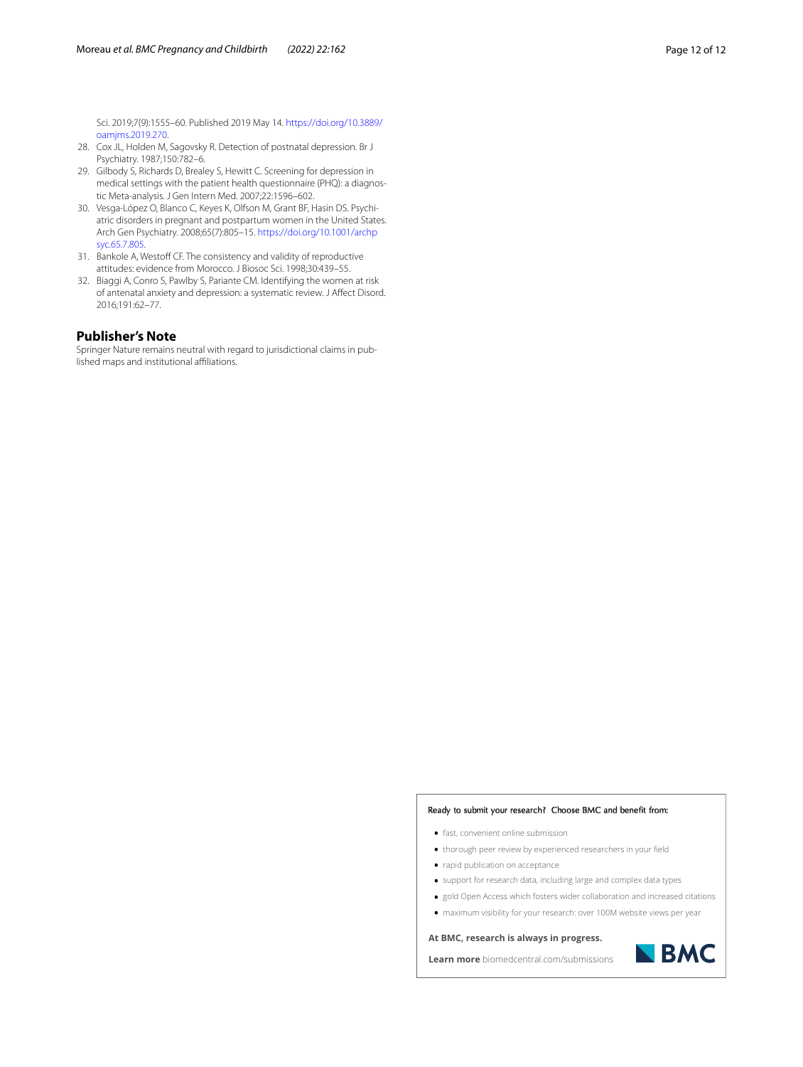Sci. 2019;7(9):1555–60. Published 2019 May 14. https://doi.org/10.3889/oamjms.2019.270.

28. Cox JL, Holden M, Sagovsky R. Detection of postnatal depression. Br J Psychiatry. 1987;150:782–6.
29. Gilbody S, Richards D, Brealey S, Hewitt C. Screening for depression in medical settings with the patient health questionnaire (PHQ): a diagnostic Meta-analysis. J Gen Intern Med. 2007;22:1596–602.
30. Vesga-López O, Blanco C, Keyes K, Olfson M, Grant BF, Hasin DS. Psychiatric disorders in pregnant and postpartum women in the United States. Arch Gen Psychiatry. 2008;65(7):805–15. https://doi.org/10.1001/archpsyc.65.7.805.
31. Bankole A, Westoff CF. The consistency and validity of reproductive attitudes: evidence from Morocco. J Biosoc Sci. 1998;30:439–55.
32. Biaggi A, Conro S, Pawlby S, Pariante CM. Identifying the women at risk of antenatal anxiety and depression: a systematic review. J Affect Disord. 2016;191:62–77.

## Publisher's Note

Springer Nature remains neutral with regard to jurisdictional claims in published maps and institutional affiliations.

Ready to submit your research? Choose BMC and benefit from:

- fast, convenient online submission
- thorough peer review by experienced researchers in your field
- rapid publication on acceptance
- support for research data, including large and complex data types
- gold Open Access which fosters wider collaboration and increased citations
- maximum visibility for your research: over 100M website views per year

**At BMC, research is always in progress.**

**Learn more** biomedcentral.com/submissions

BMC